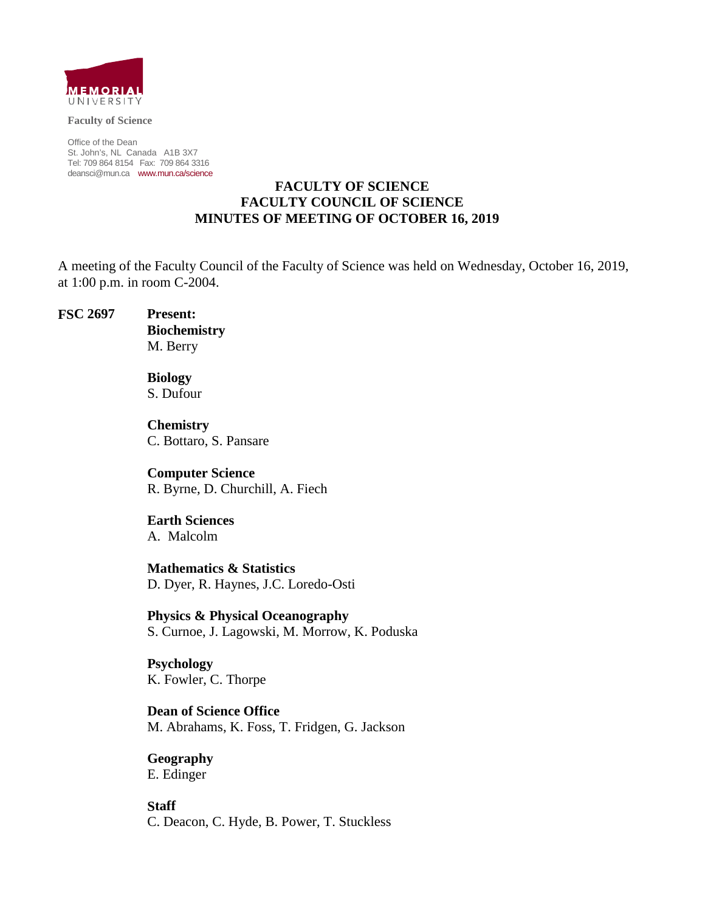MEMORIAL UNIVERSITY

**Faculty of Science**

Office of the Dean
St. John's, NL Canada A1B 3X7
Tel: 709 864 8154 Fax: 709 864 3316
deansci@mun.ca www.mun.ca/science

# FACULTY OF SCIENCE
# FACULTY COUNCIL OF SCIENCE
# MINUTES OF MEETING OF OCTOBER 16, 2019

A meeting of the Faculty Council of the Faculty of Science was held on Wednesday, October 16, 2019, at 1:00 p.m. in room C-2004.

**FSC 2697** **Present:**

**Biochemistry**
M. Berry

**Biology**
S. Dufour

**Chemistry**
C. Bottaro, S. Pansare

**Computer Science**
R. Byrne, D. Churchill, A. Fiech

**Earth Sciences**
A. Malcolm

**Mathematics & Statistics**
D. Dyer, R. Haynes, J.C. Loredo-Osti

**Physics & Physical Oceanography**
S. Curnoe, J. Lagowski, M. Morrow, K. Poduska

**Psychology**
K. Fowler, C. Thorpe

**Dean of Science Office**
M. Abrahams, K. Foss, T. Fridgen, G. Jackson

**Geography**
E. Edinger

**Staff**
C. Deacon, C. Hyde, B. Power, T. Stuckless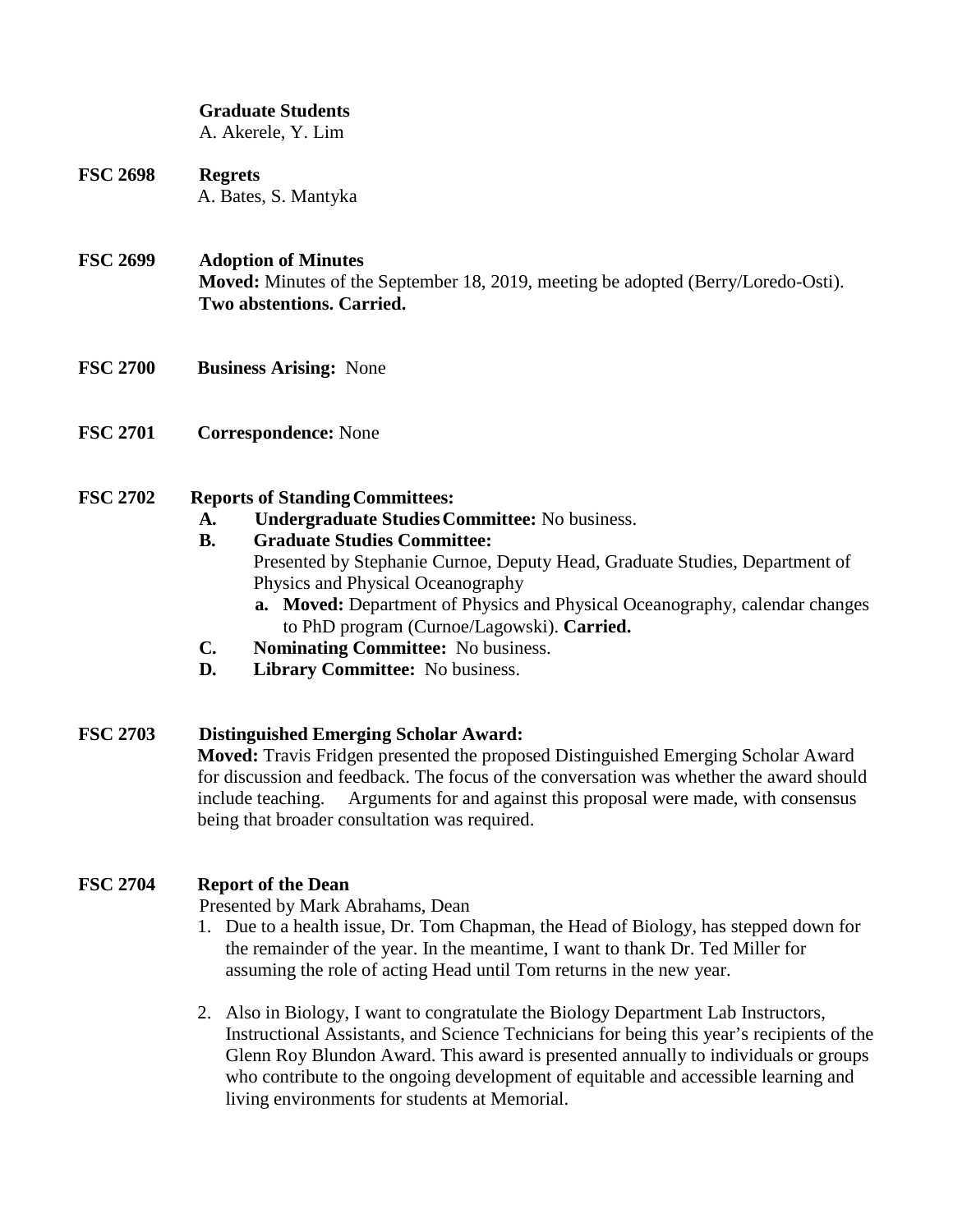**Graduate Students**
A. Akerele, Y. Lim

**FSC 2698 Regrets**
A. Bates, S. Mantyka

**FSC 2699 Adoption of Minutes**
**Moved:** Minutes of the September 18, 2019, meeting be adopted (Berry/Loredo-Osti).
**Two abstentions. Carried.**

**FSC 2700 Business Arising:** None

**FSC 2701 Correspondence:** None

**FSC 2702 Reports of Standing Committees:**

- **A. Undergraduate Studies Committee:** No business.
- **B. Graduate Studies Committee:**
  Presented by Stephanie Curnoe, Deputy Head, Graduate Studies, Department of Physics and Physical Oceanography
  - **a. Moved:** Department of Physics and Physical Oceanography, calendar changes to PhD program (Curnoe/Lagowski). **Carried.**
- **C. Nominating Committee:** No business.
- **D. Library Committee:** No business.

**FSC 2703 Distinguished Emerging Scholar Award:**
**Moved:** Travis Fridgen presented the proposed Distinguished Emerging Scholar Award for discussion and feedback. The focus of the conversation was whether the award should include teaching. Arguments for and against this proposal were made, with consensus being that broader consultation was required.

**FSC 2704 Report of the Dean**
Presented by Mark Abrahams, Dean

1. Due to a health issue, Dr. Tom Chapman, the Head of Biology, has stepped down for the remainder of the year. In the meantime, I want to thank Dr. Ted Miller for assuming the role of acting Head until Tom returns in the new year.

2. Also in Biology, I want to congratulate the Biology Department Lab Instructors, Instructional Assistants, and Science Technicians for being this year's recipients of the Glenn Roy Blundon Award. This award is presented annually to individuals or groups who contribute to the ongoing development of equitable and accessible learning and living environments for students at Memorial.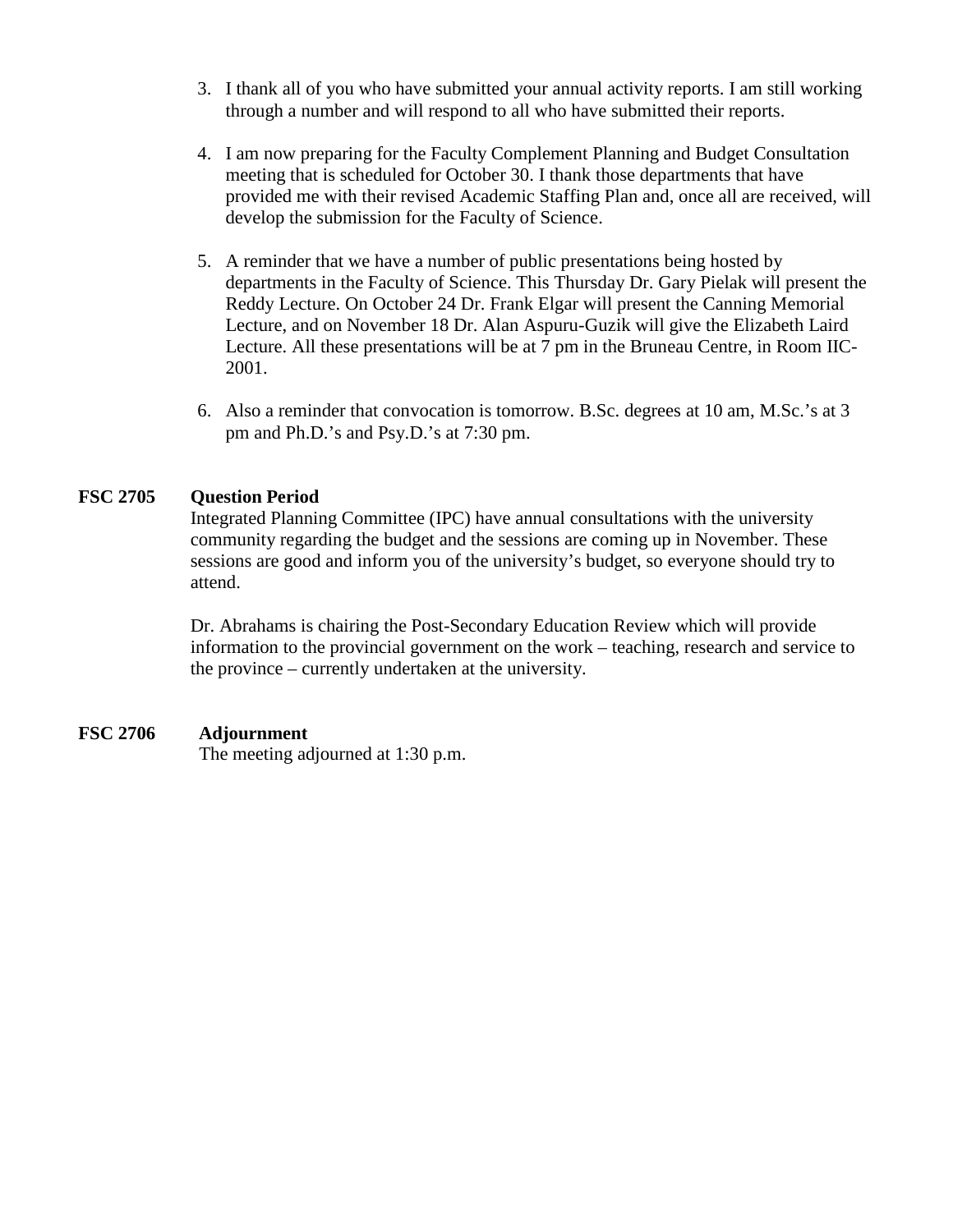3. I thank all of you who have submitted your annual activity reports. I am still working through a number and will respond to all who have submitted their reports.

4. I am now preparing for the Faculty Complement Planning and Budget Consultation meeting that is scheduled for October 30. I thank those departments that have provided me with their revised Academic Staffing Plan and, once all are received, will develop the submission for the Faculty of Science.

5. A reminder that we have a number of public presentations being hosted by departments in the Faculty of Science. This Thursday Dr. Gary Pielak will present the Reddy Lecture. On October 24 Dr. Frank Elgar will present the Canning Memorial Lecture, and on November 18 Dr. Alan Aspuru-Guzik will give the Elizabeth Laird Lecture. All these presentations will be at 7 pm in the Bruneau Centre, in Room IIC-2001.

6. Also a reminder that convocation is tomorrow. B.Sc. degrees at 10 am, M.Sc.'s at 3 pm and Ph.D.'s and Psy.D.'s at 7:30 pm.

**FSC 2705 Question Period**

Integrated Planning Committee (IPC) have annual consultations with the university community regarding the budget and the sessions are coming up in November. These sessions are good and inform you of the university's budget, so everyone should try to attend.

Dr. Abrahams is chairing the Post-Secondary Education Review which will provide information to the provincial government on the work – teaching, research and service to the province – currently undertaken at the university.

**FSC 2706 Adjournment**

The meeting adjourned at 1:30 p.m.